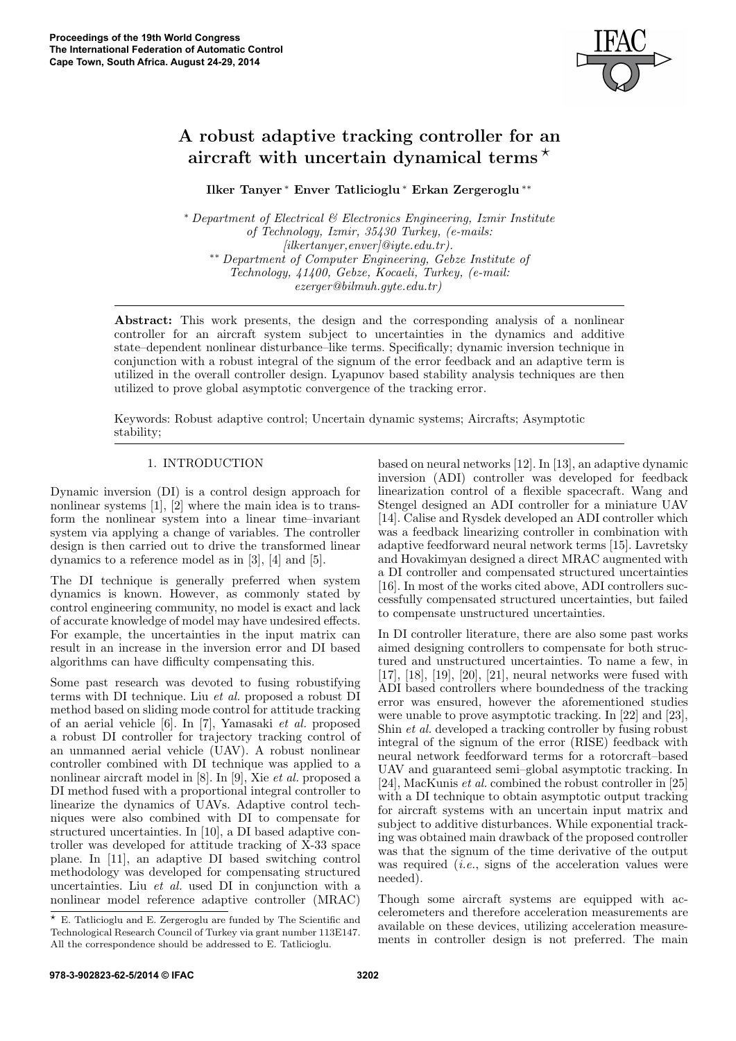# A robust adaptive tracking controller for an aircraft with uncertain dynamical terms ⋆

**Ilker Tanyer ∗ Enver Tatlicioglu ∗ Erkan Zergeroglu ∗∗**

∗ *Department of Electrical & Electronics Engineering, Izmir Institute of Technology, Izmir, 35430 Turkey, (e-mails: [ilkertanyer,enver]@iyte.edu.tr).*

∗∗ *Department of Computer Engineering, Gebze Institute of Technology, 41400, Gebze, Kocaeli, Turkey, (e-mail: ezerger@bilmuh.gyte.edu.tr)*

**Abstract:** This work presents, the design and the corresponding analysis of a nonlinear controller for an aircraft system subject to uncertainties in the dynamics and additive state–dependent nonlinear disturbance–like terms. Specifically; dynamic inversion technique in conjunction with a robust integral of the signum of the error feedback and an adaptive term is utilized in the overall controller design. Lyapunov based stability analysis techniques are then utilized to prove global asymptotic convergence of the tracking error.

Keywords: Robust adaptive control; Uncertain dynamic systems; Aircrafts; Asymptotic stability;

## 1. INTRODUCTION

Dynamic inversion (DI) is a control design approach for nonlinear systems [1], [2] where the main idea is to transform the nonlinear system into a linear time–invariant system via applying a change of variables. The controller design is then carried out to drive the transformed linear dynamics to a reference model as in [3], [4] and [5].

The DI technique is generally preferred when system dynamics is known. However, as commonly stated by control engineering community, no model is exact and lack of accurate knowledge of model may have undesired effects. For example, the uncertainties in the input matrix can result in an increase in the inversion error and DI based algorithms can have difficulty compensating this.

Some past research was devoted to fusing robustifying terms with DI technique. Liu *et al.* proposed a robust DI method based on sliding mode control for attitude tracking of an aerial vehicle [6]. In [7], Yamasaki *et al.* proposed a robust DI controller for trajectory tracking control of an unmanned aerial vehicle (UAV). A robust nonlinear controller combined with DI technique was applied to a nonlinear aircraft model in [8]. In [9], Xie *et al.* proposed a DI method fused with a proportional integral controller to linearize the dynamics of UAVs. Adaptive control techniques were also combined with DI to compensate for structured uncertainties. In [10], a DI based adaptive controller was developed for attitude tracking of X-33 space plane. In [11], an adaptive DI based switching control methodology was developed for compensating structured uncertainties. Liu *et al.* used DI in conjunction with a nonlinear model reference adaptive controller (MRAC) based on neural networks [12]. In [13], an adaptive dynamic inversion (ADI) controller was developed for feedback linearization control of a flexible spacecraft. Wang and Stengel designed an ADI controller for a miniature UAV [14]. Calise and Rysdek developed an ADI controller which was a feedback linearizing controller in combination with adaptive feedforward neural network terms [15]. Lavretsky and Hovakimyan designed a direct MRAC augmented with a DI controller and compensated structured uncertainties [16]. In most of the works cited above, ADI controllers successfully compensated structured uncertainties, but failed to compensate unstructured uncertainties.

In DI controller literature, there are also some past works aimed designing controllers to compensate for both structured and unstructured uncertainties. To name a few, in [17], [18], [19], [20], [21], neural networks were fused with ADI based controllers where boundedness of the tracking error was ensured, however the aforementioned studies were unable to prove asymptotic tracking. In [22] and [23], Shin *et al.* developed a tracking controller by fusing robust integral of the signum of the error (RISE) feedback with neural network feedforward terms for a rotorcraft–based UAV and guaranteed semi–global asymptotic tracking. In [24], MacKunis *et al.* combined the robust controller in [25] with a DI technique to obtain asymptotic output tracking for aircraft systems with an uncertain input matrix and subject to additive disturbances. While exponential tracking was obtained main drawback of the proposed controller was that the signum of the time derivative of the output was required (*i.e.*, signs of the acceleration values were needed).

Though some aircraft systems are equipped with accelerometers and therefore acceleration measurements are available on these devices, utilizing acceleration measurements in controller design is not preferred. The main

⋆ E. Tatlicioglu and E. Zergeroglu are funded by The Scientific and Technological Research Council of Turkey via grant number 113E147. All the correspondence should be addressed to E. Tatlicioglu.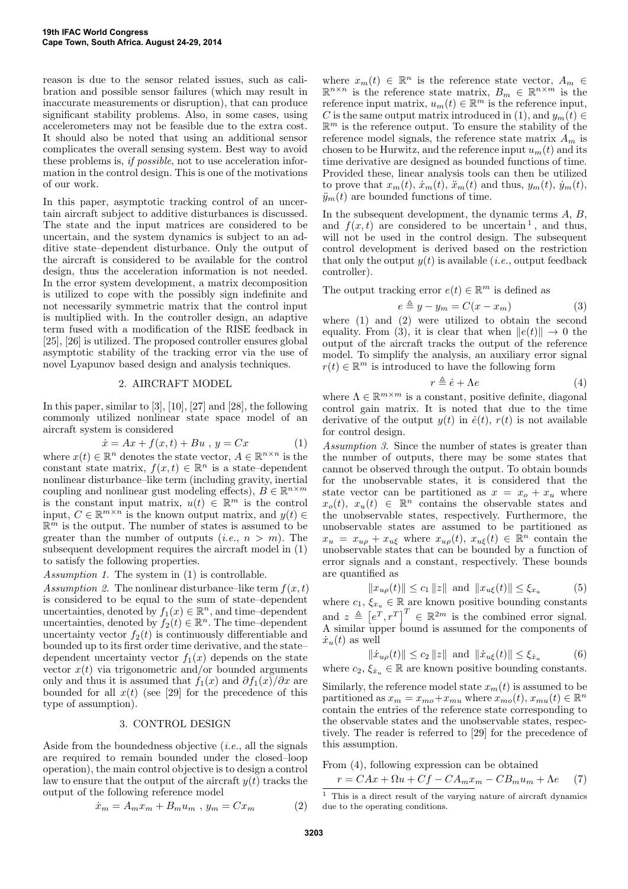reason is due to the sensor related issues, such as calibration and possible sensor failures (which may result in inaccurate measurements or disruption), that can produce significant stability problems. Also, in some cases, using accelerometers may not be feasible due to the extra cost. It should also be noted that using an additional sensor complicates the overall sensing system. Best way to avoid these problems is, *if possible*, not to use acceleration information in the control design. This is one of the motivations of our work.

In this paper, asymptotic tracking control of an uncertain aircraft subject to additive disturbances is discussed. The state and the input matrices are considered to be uncertain, and the system dynamics is subject to an additive state–dependent disturbance. Only the output of the aircraft is considered to be available for the control design, thus the acceleration information is not needed. In the error system development, a matrix decomposition is utilized to cope with the possibly sign indefinite and not necessarily symmetric matrix that the control input is multiplied with. In the controller design, an adaptive term fused with a modification of the RISE feedback in [25], [26] is utilized. The proposed controller ensures global asymptotic stability of the tracking error via the use of novel Lyapunov based design and analysis techniques.

## 2. AIRCRAFT MODEL

In this paper, similar to [3], [10], [27] and [28], the following commonly utilized nonlinear state space model of an aircraft system is considered

$$\dot{x} = Ax + f(x,t) + Bu \ , \ y = Cx \tag{1}$$

where $x(t) \in \mathbb{R}^n$ denotes the state vector, $A \in \mathbb{R}^{n\times n}$ is the constant state matrix, $f(x,t) \in \mathbb{R}^n$ is a state–dependent nonlinear disturbance–like term (including gravity, inertial coupling and nonlinear gust modeling effects), $B \in \mathbb{R}^{n\times m}$ is the constant input matrix, $u(t) \in \mathbb{R}^m$ is the control input, $C \in \mathbb{R}^{m\times n}$ is the known output matrix, and $y(t) \in \mathbb{R}^m$ is the output. The number of states is assumed to be greater than the number of outputs (*i.e.*, $n > m$). The subsequent development requires the aircraft model in (1) to satisfy the following properties.

*Assumption 1.* The system in (1) is controllable.

*Assumption 2.* The nonlinear disturbance–like term $f(x,t)$ is considered to be equal to the sum of state–dependent uncertainties, denoted by $f_1(x) \in \mathbb{R}^n$, and time–dependent uncertainties, denoted by $f_2(t) \in \mathbb{R}^n$. The time–dependent uncertainty vector $f_2(t)$ is continuously differentiable and bounded up to its first order time derivative, and the state–dependent uncertainty vector $f_1(x)$ depends on the state vector $x(t)$ via trigonometric and/or bounded arguments only and thus it is assumed that $f_1(x)$ and $\partial f_1(x)/\partial x$ are bounded for all $x(t)$ (see [29] for the precedence of this type of assumption).

## 3. CONTROL DESIGN

Aside from the boundedness objective (*i.e.*, all the signals are required to remain bounded under the closed–loop operation), the main control objective is to design a control law to ensure that the output of the aircraft $y(t)$ tracks the output of the following reference model

$$\dot{x}_m = A_m x_m + B_m u_m \ , \ y_m = C x_m \tag{2}$$

where $x_m(t) \in \mathbb{R}^n$ is the reference state vector, $A_m \in \mathbb{R}^{n\times n}$ is the reference state matrix, $B_m \in \mathbb{R}^{n\times m}$ is the reference input matrix, $u_m(t) \in \mathbb{R}^m$ is the reference input, $C$ is the same output matrix introduced in (1), and $y_m(t) \in \mathbb{R}^m$ is the reference output. To ensure the stability of the reference model signals, the reference state matrix $A_m$ is chosen to be Hurwitz, and the reference input $u_m(t)$ and its time derivative are designed as bounded functions of time. Provided these, linear analysis tools can then be utilized to prove that $x_m(t)$, $\dot{x}_m(t)$, $\ddot{x}_m(t)$ and thus, $y_m(t)$, $\dot{y}_m(t)$, $\ddot{y}_m(t)$ are bounded functions of time.

In the subsequent development, the dynamic terms $A$, $B$, and $f(x,t)$ are considered to be uncertain[1], and thus, will not be used in the control design. The subsequent control development is derived based on the restriction that only the output $y(t)$ is available (*i.e.*, output feedback controller).

The output tracking error $e(t) \in \mathbb{R}^m$ is defined as

$$e \triangleq y - y_m = C(x - x_m) \tag{3}$$

where (1) and (2) were utilized to obtain the second equality. From (3), it is clear that when $\|e(t)\| \to 0$ the output of the aircraft tracks the output of the reference model. To simplify the analysis, an auxiliary error signal $r(t) \in \mathbb{R}^m$ is introduced to have the following form

$$r \triangleq \dot{e} + \Lambda e \tag{4}$$

where $\Lambda \in \mathbb{R}^{m\times m}$ is a constant, positive definite, diagonal control gain matrix. It is noted that due to the time derivative of the output $y(t)$ in $\dot{e}(t)$, $r(t)$ is not available for control design.

*Assumption 3.* Since the number of states is greater than the number of outputs, there may be some states that cannot be observed through the output. To obtain bounds for the unobservable states, it is considered that the state vector can be partitioned as $x = x_o + x_u$ where $x_o(t)$, $x_u(t) \in \mathbb{R}^n$ contains the observable states and the unobservable states, respectively. Furthermore, the unobservable states are assumed to be partitioned as $x_u = x_{u\rho} + x_{u\xi}$ where $x_{u\rho}(t)$, $x_{u\xi}(t) \in \mathbb{R}^n$ contain the unobservable states that can be bounded by a function of error signals and a constant, respectively. These bounds are quantified as

$$\|x_{u\rho}(t)\| \le c_1 \|z\| \ \text{ and } \ \|x_{u\xi}(t)\| \le \xi_{x_u} \tag{5}$$

where $c_1$, $\xi_{x_u} \in \mathbb{R}$ are known positive bounding constants and $z \triangleq \left[e^T, r^T\right]^T \in \mathbb{R}^{2m}$ is the combined error signal. A similar upper bound is assumed for the components of $\dot{x}_u(t)$ as well

$$\|\dot{x}_{u\rho}(t)\| \le c_2 \|z\| \ \text{ and } \ \|\dot{x}_{u\xi}(t)\| \le \xi_{\dot{x}_u} \tag{6}$$

where $c_2$, $\xi_{\dot{x}_u} \in \mathbb{R}$ are known positive bounding constants.

Similarly, the reference model state $x_m(t)$ is assumed to be partitioned as $x_m = x_{mo} + x_{mu}$ where $x_{mo}(t)$, $x_{mu}(t) \in \mathbb{R}^n$ contain the entries of the reference state corresponding to the observable states and the unobservable states, respectively. The reader is referred to [29] for the precedence of this assumption.

From (4), following expression can be obtained

$$r = CAx + \Omega u + Cf - CA_m x_m - CB_m u_m + \Lambda e \tag{7}$$

[1] This is a direct result of the varying nature of aircraft dynamics due to the operating conditions.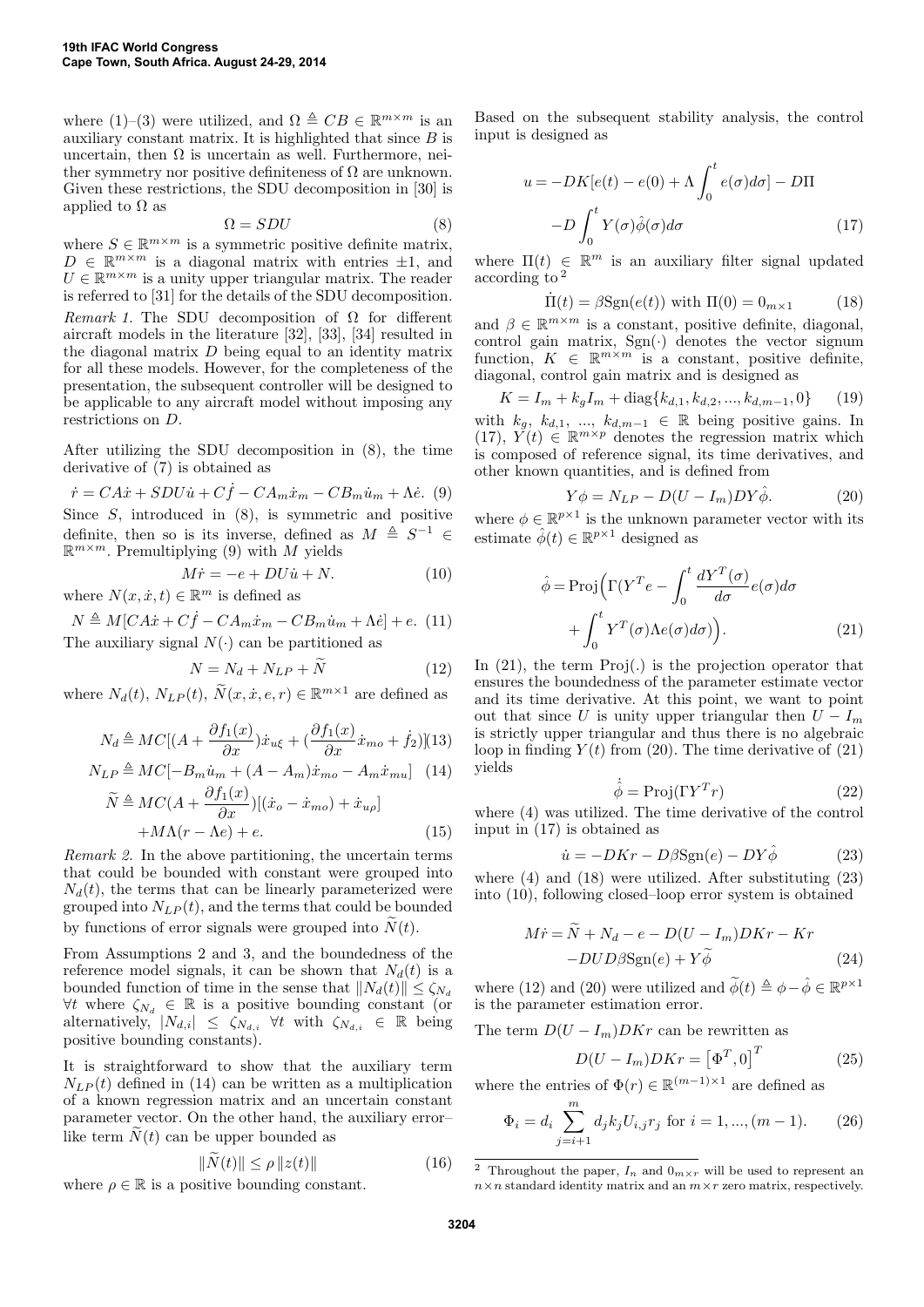where (1)–(3) were utilized, and $\Omega \triangleq CB \in \mathbb{R}^{m\times m}$ is an auxiliary constant matrix. It is highlighted that since $B$ is uncertain, then $\Omega$ is uncertain as well. Furthermore, neither symmetry nor positive definiteness of $\Omega$ are unknown. Given these restrictions, the SDU decomposition in [30] is applied to $\Omega$ as

$$\Omega = SDU \tag{8}$$

where $S \in \mathbb{R}^{m\times m}$ is a symmetric positive definite matrix, $D \in \mathbb{R}^{m\times m}$ is a diagonal matrix with entries $\pm 1$, and $U \in \mathbb{R}^{m\times m}$ is a unity upper triangular matrix. The reader is referred to [31] for the details of the SDU decomposition.

*Remark 1.* The SDU decomposition of $\Omega$ for different aircraft models in the literature [32], [33], [34] resulted in the diagonal matrix $D$ being equal to an identity matrix for all these models. However, for the completeness of the presentation, the subsequent controller will be designed to be applicable to any aircraft model without imposing any restrictions on $D$.

After utilizing the SDU decomposition in (8), the time derivative of (7) is obtained as

$$\dot{r} = CA\dot{x} + SDU\dot{u} + C\dot{f} - CA_m\dot{x}_m - CB_m\dot{u}_m + \Lambda\dot{e}. \tag{9}$$

Since $S$, introduced in (8), is symmetric and positive definite, then so is its inverse, defined as $M \triangleq S^{-1} \in \mathbb{R}^{m\times m}$. Premultiplying (9) with $M$ yields

$$M\dot{r} = -e + DU\dot{u} + N. \tag{10}$$

where $N(x, \dot{x}, t) \in \mathbb{R}^m$ is defined as

$$N \triangleq M[CA\dot{x} + C\dot{f} - CA_m\dot{x}_m - CB_m\dot{u}_m + \Lambda\dot{e}] + e. \tag{11}$$

The auxiliary signal $N(\cdot)$ can be partitioned as

$$N = N_d + N_{LP} + \widetilde{N} \tag{12}$$

where $N_d(t)$, $N_{LP}(t)$, $\widetilde{N}(x, \dot{x}, e, r) \in \mathbb{R}^{m\times 1}$ are defined as

$$N_d \triangleq MC[(A + \frac{\partial f_1(x)}{\partial x})\dot{x}_{u\xi} + (\frac{\partial f_1(x)}{\partial x}\dot{x}_{mo} + \dot{f}_2)] \tag{13}$$

$$N_{LP} \triangleq MC[-B_m\dot{u}_m + (A - A_m)\dot{x}_{mo} - A_m\dot{x}_{mu}] \tag{14}$$

$$\widetilde{N} \triangleq MC(A + \frac{\partial f_1(x)}{\partial x})[(\dot{x}_o - \dot{x}_{mo}) + \dot{x}_{u\rho}] + M\Lambda(r - \Lambda e) + e. \tag{15}$$

*Remark 2.* In the above partitioning, the uncertain terms that could be bounded with constant were grouped into $N_d(t)$, the terms that can be linearly parameterized were grouped into $N_{LP}(t)$, and the terms that could be bounded by functions of error signals were grouped into $\widetilde{N}(t)$.

From Assumptions 2 and 3, and the boundedness of the reference model signals, it can be shown that $N_d(t)$ is a bounded function of time in the sense that $\|N_d(t)\| \leq \zeta_{N_d}$ $\forall t$ where $\zeta_{N_d} \in \mathbb{R}$ is a positive bounding constant (or alternatively, $|N_{d,i}| \leq \zeta_{N_{d,i}}$ $\forall t$ with $\zeta_{N_{d,i}} \in \mathbb{R}$ being positive bounding constants).

It is straightforward to show that the auxiliary term $N_{LP}(t)$ defined in (14) can be written as a multiplication of a known regression matrix and an uncertain constant parameter vector. On the other hand, the auxiliary error–like term $\widetilde{N}(t)$ can be upper bounded as

$$\|\widetilde{N}(t)\| \leq \rho\,\|z(t)\| \tag{16}$$

where $\rho \in \mathbb{R}$ is a positive bounding constant.

Based on the subsequent stability analysis, the control input is designed as

$$u = -DK[e(t) - e(0) + \Lambda\int_0^t e(\sigma)d\sigma] - D\Pi - D\int_0^t Y(\sigma)\hat{\phi}(\sigma)d\sigma \tag{17}$$

where $\Pi(t) \in \mathbb{R}^m$ is an auxiliary filter signal updated according to [2]

$$\dot{\Pi}(t) = \beta\mathrm{Sgn}(e(t)) \text{ with } \Pi(0) = 0_{m\times 1} \tag{18}$$

and $\beta \in \mathbb{R}^{m\times m}$ is a constant, positive definite, diagonal, control gain matrix, $\mathrm{Sgn}(\cdot)$ denotes the vector signum function, $K \in \mathbb{R}^{m\times m}$ is a constant, positive definite, diagonal, control gain matrix and is designed as

$$K = I_m + k_g I_m + \mathrm{diag}\{k_{d,1}, k_{d,2}, ..., k_{d,m-1}, 0\} \tag{19}$$

with $k_g$, $k_{d,1}$, ..., $k_{d,m-1} \in \mathbb{R}$ being positive gains. In (17), $Y(t) \in \mathbb{R}^{m\times p}$ denotes the regression matrix which is composed of reference signal, its time derivatives, and other known quantities, and is defined from

$$Y\phi = N_{LP} - D(U - I_m)DY\hat{\phi}. \tag{20}$$

where $\phi \in \mathbb{R}^{p\times 1}$ is the unknown parameter vector with its estimate $\hat{\phi}(t) \in \mathbb{R}^{p\times 1}$ designed as

$$\hat{\phi} = \mathrm{Proj}\Big(\Gamma(Y^T e - \int_0^t \frac{dY^T(\sigma)}{d\sigma}e(\sigma)d\sigma + \int_0^t Y^T(\sigma)\Lambda e(\sigma)d\sigma)\Big). \tag{21}$$

In (21), the term Proj(.) is the projection operator that ensures the boundedness of the parameter estimate vector and its time derivative. At this point, we want to point out that since $U$ is unity upper triangular then $U - I_m$ is strictly upper triangular and thus there is no algebraic loop in finding $Y(t)$ from (20). The time derivative of (21) yields

$$\dot{\hat{\phi}} = \mathrm{Proj}(\Gamma Y^T r) \tag{22}$$

where (4) was utilized. The time derivative of the control input in (17) is obtained as

$$\dot{u} = -DKr - D\beta\mathrm{Sgn}(e) - DY\hat{\phi} \tag{23}$$

where (4) and (18) were utilized. After substituting (23) into (10), following closed–loop error system is obtained

$$M\dot{r} = \widetilde{N} + N_d - e - D(U - I_m)DKr - Kr - DUD\beta\mathrm{Sgn}(e) + Y\widetilde{\phi} \tag{24}$$

where (12) and (20) were utilized and $\widetilde{\phi}(t) \triangleq \phi - \hat{\phi} \in \mathbb{R}^{p\times 1}$ is the parameter estimation error.

The term $D(U - I_m)DKr$ can be rewritten as

$$D(U - I_m)DKr = \left[\Phi^T, 0\right]^T \tag{25}$$

where the entries of $\Phi(r) \in \mathbb{R}^{(m-1)\times 1}$ are defined as

$$\Phi_i = d_i \sum_{j=i+1}^{m} d_j k_j U_{i,j} r_j \text{ for } i = 1, ..., (m-1). \tag{26}$$

[2] Throughout the paper, $I_n$ and $0_{m\times r}$ will be used to represent an $n\times n$ standard identity matrix and an $m\times r$ zero matrix, respectively.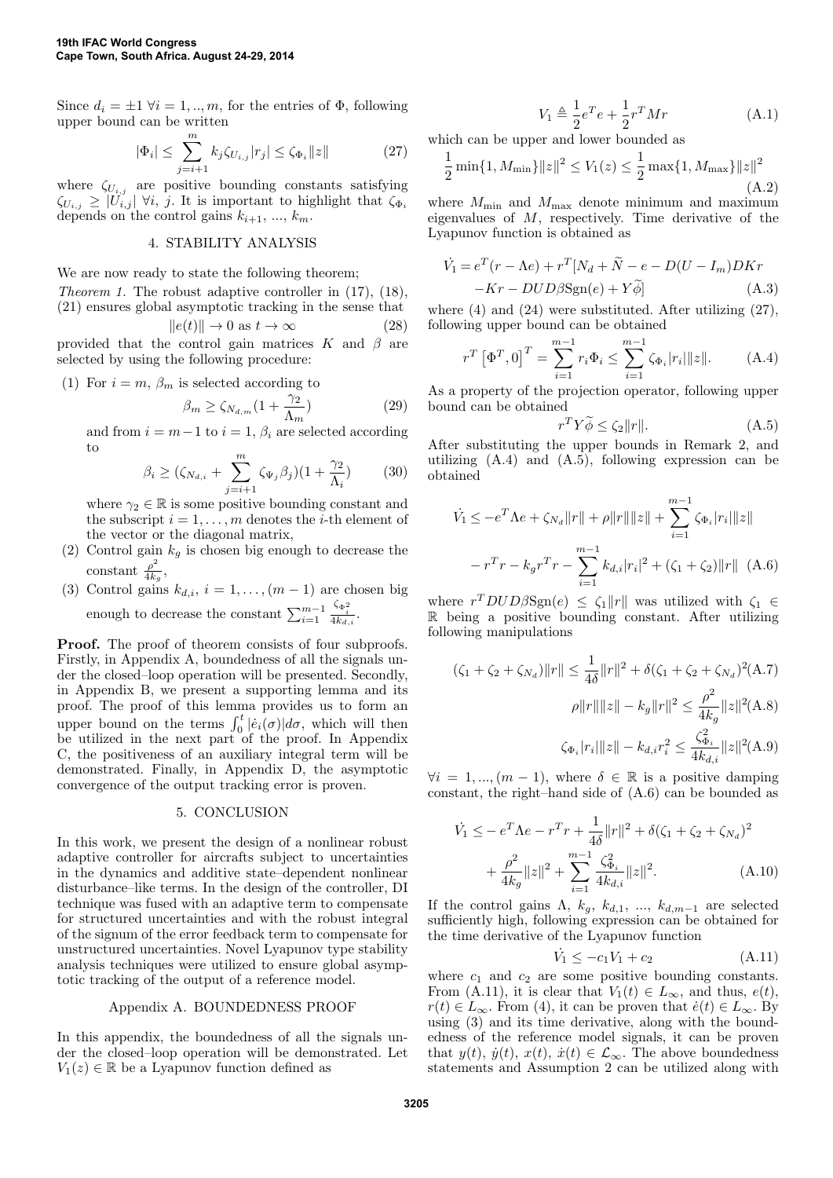Since $d_i = \pm 1 \; \forall i = 1, .., m$, for the entries of $\Phi$, following upper bound can be written

$$|\Phi_i| \leq \sum_{j=i+1}^{m} k_j \zeta_{U_{i,j}} |r_j| \leq \zeta_{\Phi_i} \|z\| \tag{27}$$

where $\zeta_{U_{i,j}}$ are positive bounding constants satisfying $\zeta_{U_{i,j}} \geq |U_{i,j}| \; \forall i, j$. It is important to highlight that $\zeta_{\Phi_i}$ depends on the control gains $k_{i+1}, ..., k_m$.

## 4. STABILITY ANALYSIS

We are now ready to state the following theorem;

*Theorem 1.* The robust adaptive controller in (17), (18), (21) ensures global asymptotic tracking in the sense that

$$\|e(t)\| \to 0 \text{ as } t \to \infty \tag{28}$$

provided that the control gain matrices $K$ and $\beta$ are selected by using the following procedure:

(1) For $i = m$, $\beta_m$ is selected according to

$$\beta_m \geq \zeta_{N_{d,m}} (1 + \frac{\gamma_2}{\Lambda_m}) \tag{29}$$

and from $i = m-1$ to $i = 1$, $\beta_i$ are selected according to

$$\beta_i \geq (\zeta_{N_{d,i}} + \sum_{j=i+1}^{m} \zeta_{\Psi_j} \beta_j)(1 + \frac{\gamma_2}{\Lambda_i}) \tag{30}$$

where $\gamma_2 \in \mathbb{R}$ is some positive bounding constant and the subscript $i = 1, \ldots, m$ denotes the $i$-th element of the vector or the diagonal matrix,

(2) Control gain $k_g$ is chosen big enough to decrease the constant $\frac{\rho^2}{4k_g}$,

(3) Control gains $k_{d,i}$, $i = 1, \ldots, (m-1)$ are chosen big enough to decrease the constant $\sum_{i=1}^{m-1} \frac{\zeta_{\Phi_i^2}}{4k_{d,i}}$.

**Proof.** The proof of theorem consists of four subproofs. Firstly, in Appendix A, boundedness of all the signals under the closed–loop operation will be presented. Secondly, in Appendix B, we present a supporting lemma and its proof. The proof of this lemma provides us to form an upper bound on the terms $\int_0^t |\dot{e}_i(\sigma)| d\sigma$, which will then be utilized in the next part of the proof. In Appendix C, the positiveness of an auxiliary integral term will be demonstrated. Finally, in Appendix D, the asymptotic convergence of the output tracking error is proven.

## 5. CONCLUSION

In this work, we present the design of a nonlinear robust adaptive controller for aircrafts subject to uncertainties in the dynamics and additive state–dependent nonlinear disturbance–like terms. In the design of the controller, DI technique was fused with an adaptive term to compensate for structured uncertainties and with the robust integral of the signum of the error feedback term to compensate for unstructured uncertainties. Novel Lyapunov type stability analysis techniques were utilized to ensure global asymptotic tracking of the output of a reference model.

## Appendix A. BOUNDEDNESS PROOF

In this appendix, the boundedness of all the signals under the closed–loop operation will be demonstrated. Let $V_1(z) \in \mathbb{R}$ be a Lyapunov function defined as

$$V_1 \triangleq \frac{1}{2} e^T e + \frac{1}{2} r^T M r \tag{A.1}$$

which can be upper and lower bounded as

$$\frac{1}{2} \min\{1, M_{\min}\} \|z\|^2 \leq V_1(z) \leq \frac{1}{2} \max\{1, M_{\max}\} \|z\|^2 \tag{A.2}$$

where $M_{\min}$ and $M_{\max}$ denote minimum and maximum eigenvalues of $M$, respectively. Time derivative of the Lyapunov function is obtained as

$$\begin{aligned} \dot{V}_1 = & e^T (r - \Lambda e) + r^T [N_d + \widetilde{N} - e - D(U - I_m) D K r \\ & - K r - D U D \beta \text{Sgn}(e) + Y \widetilde{\phi}] \end{aligned} \tag{A.3}$$

where (4) and (24) were substituted. After utilizing (27), following upper bound can be obtained

$$r^T \left[ \Phi^T, 0 \right]^T = \sum_{i=1}^{m-1} r_i \Phi_i \leq \sum_{i=1}^{m-1} \zeta_{\Phi_i} |r_i| \|z\|. \tag{A.4}$$

As a property of the projection operator, following upper bound can be obtained

$$r^T Y \widetilde{\phi} \leq \zeta_2 \|r\|. \tag{A.5}$$

After substituting the upper bounds in Remark 2, and utilizing (A.4) and (A.5), following expression can be obtained

$$\begin{aligned} \dot{V}_1 \leq & -e^T \Lambda e + \zeta_{N_d} \|r\| + \rho \|r\| \|z\| + \sum_{i=1}^{m-1} \zeta_{\Phi_i} |r_i| \|z\| \\ & - r^T r - k_g r^T r - \sum_{i=1}^{m-1} k_{d,i} |r_i|^2 + (\zeta_1 + \zeta_2) \|r\| \end{aligned} \tag{A.6}$$

where $r^T D U D \beta \text{Sgn}(e) \leq \zeta_1 \|r\|$ was utilized with $\zeta_1 \in \mathbb{R}$ being a positive bounding constant. After utilizing following manipulations

$$(\zeta_1 + \zeta_2 + \zeta_{N_d}) \|r\| \leq \frac{1}{4\delta} \|r\|^2 + \delta (\zeta_1 + \zeta_2 + \zeta_{N_d})^2 \tag{A.7}$$

$$\rho \|r\| \|z\| - k_g \|r\|^2 \leq \frac{\rho^2}{4k_g} \|z\|^2 \tag{A.8}$$

$$\zeta_{\Phi_i} |r_i| \|z\| - k_{d,i} r_i^2 \leq \frac{\zeta_{\Phi_i}^2}{4k_{d,i}} \|z\|^2 \tag{A.9}$$

$\forall i = 1, ..., (m-1)$, where $\delta \in \mathbb{R}$ is a positive damping constant, the right–hand side of (A.6) can be bounded as

$$\begin{aligned} \dot{V}_1 \leq & -e^T \Lambda e - r^T r + \frac{1}{4\delta} \|r\|^2 + \delta (\zeta_1 + \zeta_2 + \zeta_{N_d})^2 \\ & + \frac{\rho^2}{4k_g} \|z\|^2 + \sum_{i=1}^{m-1} \frac{\zeta_{\Phi_i}^2}{4k_{d,i}} \|z\|^2. \end{aligned} \tag{A.10}$$

If the control gains $\Lambda$, $k_g$, $k_{d,1}$, ..., $k_{d,m-1}$ are selected sufficiently high, following expression can be obtained for the time derivative of the Lyapunov function

$$\dot{V}_1 \leq -c_1 V_1 + c_2 \tag{A.11}$$

where $c_1$ and $c_2$ are some positive bounding constants. From (A.11), it is clear that $V_1(t) \in L_\infty$, and thus, $e(t)$, $r(t) \in L_\infty$. From (4), it can be proven that $\dot{e}(t) \in L_\infty$. By using (3) and its time derivative, along with the boundedness of the reference model signals, it can be proven that $y(t)$, $\dot{y}(t)$, $x(t)$, $\dot{x}(t) \in \mathcal{L}_\infty$. The above boundedness statements and Assumption 2 can be utilized along with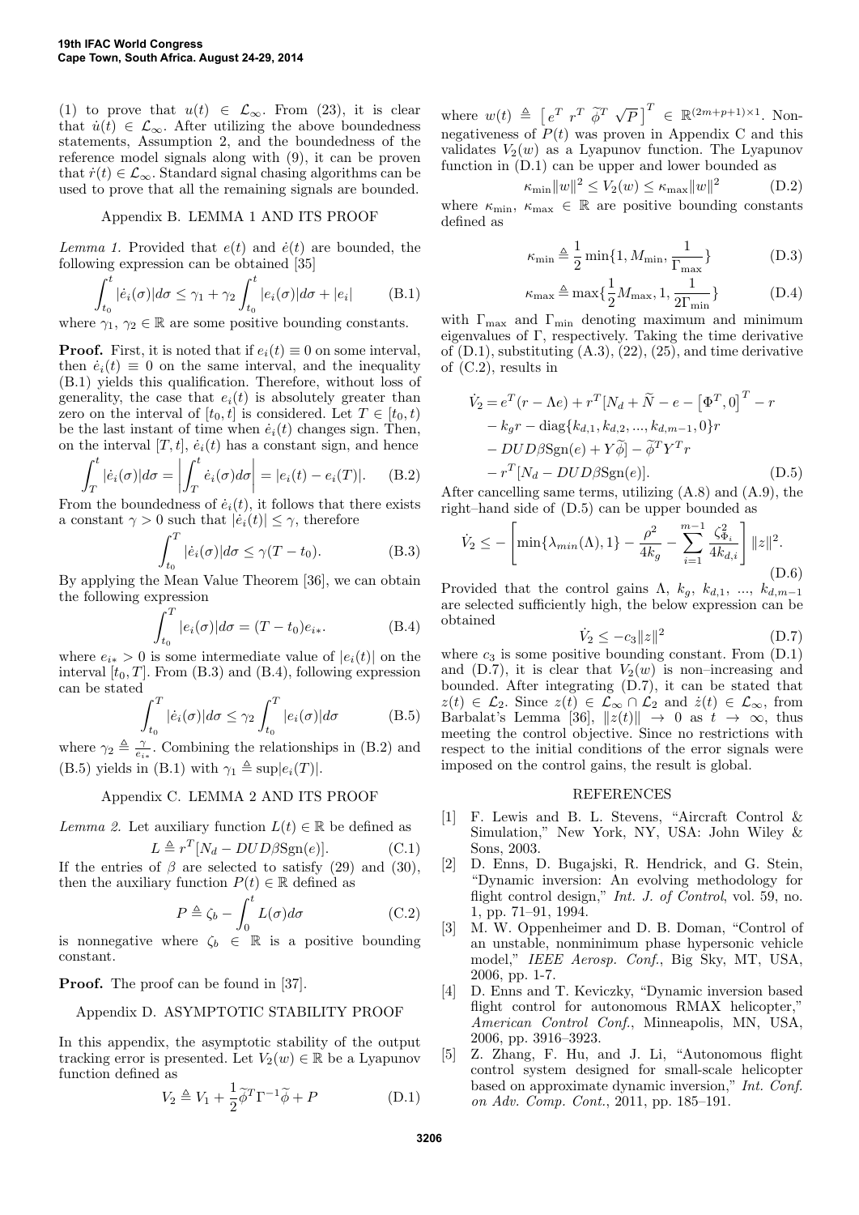(1) to prove that $u(t) \in \mathcal{L}_\infty$. From (23), it is clear that $\dot{u}(t) \in \mathcal{L}_\infty$. After utilizing the above boundedness statements, Assumption 2, and the boundedness of the reference model signals along with (9), it can be proven that $\dot{r}(t) \in \mathcal{L}_\infty$. Standard signal chasing algorithms can be used to prove that all the remaining signals are bounded.

## Appendix B. LEMMA 1 AND ITS PROOF

*Lemma 1.* Provided that $e(t)$ and $\dot{e}(t)$ are bounded, the following expression can be obtained [35]

$$\int_{t_0}^{t} |\dot{e}_i(\sigma)| d\sigma \leq \gamma_1 + \gamma_2 \int_{t_0}^{t} |e_i(\sigma)| d\sigma + |e_i| \tag{B.1}$$

where $\gamma_1, \gamma_2 \in \mathbb{R}$ are some positive bounding constants.

**Proof.** First, it is noted that if $e_i(t) \equiv 0$ on some interval, then $\dot{e}_i(t) \equiv 0$ on the same interval, and the inequality (B.1) yields this qualification. Therefore, without loss of generality, the case that $e_i(t)$ is absolutely greater than zero on the interval of $[t_0, t]$ is considered. Let $T \in [t_0, t)$ be the last instant of time when $\dot{e}_i(t)$ changes sign. Then, on the interval $[T, t]$, $\dot{e}_i(t)$ has a constant sign, and hence

$$\int_{T}^{t} |\dot{e}_i(\sigma)| d\sigma = \left| \int_{T}^{t} \dot{e}_i(\sigma) d\sigma \right| = |e_i(t) - e_i(T)|. \tag{B.2}$$

From the boundedness of $\dot{e}_i(t)$, it follows that there exists a constant $\gamma > 0$ such that $|\dot{e}_i(t)| \leq \gamma$, therefore

$$\int_{t_0}^{T} |\dot{e}_i(\sigma)| d\sigma \leq \gamma (T - t_0). \tag{B.3}$$

By applying the Mean Value Theorem [36], we can obtain the following expression

$$\int_{t_0}^{T} |e_i(\sigma)| d\sigma = (T - t_0) e_{i*}. \tag{B.4}$$

where $e_{i*} > 0$ is some intermediate value of $|e_i(t)|$ on the interval $[t_0, T]$. From (B.3) and (B.4), following expression can be stated

$$\int_{t_0}^{T} |\dot{e}_i(\sigma)| d\sigma \leq \gamma_2 \int_{t_0}^{T} |e_i(\sigma)| d\sigma \tag{B.5}$$

where $\gamma_2 \triangleq \frac{\gamma}{e_{i*}}$. Combining the relationships in (B.2) and (B.5) yields in (B.1) with $\gamma_1 \triangleq \sup |e_i(T)|$.

## Appendix C. LEMMA 2 AND ITS PROOF

*Lemma 2.* Let auxiliary function $L(t) \in \mathbb{R}$ be defined as

$$L \triangleq r^T [N_d - DUD\beta \mathrm{Sgn}(e)]. \tag{C.1}$$

If the entries of $\beta$ are selected to satisfy (29) and (30), then the auxiliary function $P(t) \in \mathbb{R}$ defined as

$$P \triangleq \zeta_b - \int_{0}^{t} L(\sigma) d\sigma \tag{C.2}$$

is nonnegative where $\zeta_b \in \mathbb{R}$ is a positive bounding constant.

**Proof.** The proof can be found in [37].

## Appendix D. ASYMPTOTIC STABILITY PROOF

In this appendix, the asymptotic stability of the output tracking error is presented. Let $V_2(w) \in \mathbb{R}$ be a Lyapunov function defined as

$$V_2 \triangleq V_1 + \frac{1}{2} \widetilde{\phi}^T \Gamma^{-1} \widetilde{\phi} + P \tag{D.1}$$

where $w(t) \triangleq \begin{bmatrix} e^T & r^T & \widetilde{\phi}^T & \sqrt{P} \end{bmatrix}^T \in \mathbb{R}^{(2m+p+1)\times 1}$. Nonnegativeness of $P(t)$ was proven in Appendix C and this validates $V_2(w)$ as a Lyapunov function. The Lyapunov function in (D.1) can be upper and lower bounded as

$$\kappa_{\min} \|w\|^2 \leq V_2(w) \leq \kappa_{\max} \|w\|^2 \tag{D.2}$$

where $\kappa_{\min}, \kappa_{\max} \in \mathbb{R}$ are positive bounding constants defined as

$$\kappa_{\min} \triangleq \frac{1}{2} \min\{1, M_{\min}, \frac{1}{\Gamma_{\max}}\} \tag{D.3}$$

$$\kappa_{\max} \triangleq \max\{\frac{1}{2} M_{\max}, 1, \frac{1}{2\Gamma_{\min}}\} \tag{D.4}$$

with $\Gamma_{\max}$ and $\Gamma_{\min}$ denoting maximum and minimum eigenvalues of $\Gamma$, respectively. Taking the time derivative of (D.1), substituting (A.3), (22), (25), and time derivative of (C.2), results in

$$\begin{aligned}
\dot{V}_2 = {} & e^T (r - \Lambda e) + r^T [N_d + \widetilde{N} - e - \left[\Phi^T, 0\right]^T - r \\
& - k_g r - \mathrm{diag}\{k_{d,1}, k_{d,2}, ..., k_{d,m-1}, 0\} r \\
& - DUD\beta \mathrm{Sgn}(e) + Y \widetilde{\phi}] - \widetilde{\phi}^T Y^T r \\
& - r^T [N_d - DUD\beta \mathrm{Sgn}(e)].
\end{aligned} \tag{D.5}$$

After cancelling same terms, utilizing (A.8) and (A.9), the right–hand side of (D.5) can be upper bounded as

$$\dot{V}_2 \leq - \left[ \min\{\lambda_{min}(\Lambda), 1\} - \frac{\rho^2}{4k_g} - \sum_{i=1}^{m-1} \frac{\zeta_{\Phi_i}^2}{4k_{d,i}} \right] \|z\|^2. \tag{D.6}$$

Provided that the control gains $\Lambda$, $k_g$, $k_{d,1}$, ..., $k_{d,m-1}$ are selected sufficiently high, the below expression can be obtained

$$\dot{V}_2 \leq -c_3 \|z\|^2 \tag{D.7}$$

where $c_3$ is some positive bounding constant. From (D.1) and (D.7), it is clear that $V_2(w)$ is non–increasing and bounded. After integrating (D.7), it can be stated that $z(t) \in \mathcal{L}_2$. Since $z(t) \in \mathcal{L}_\infty \cap \mathcal{L}_2$ and $\dot{z}(t) \in \mathcal{L}_\infty$, from Barbalat's Lemma [36], $\|z(t)\| \rightarrow 0$ as $t \rightarrow \infty$, thus meeting the control objective. Since no restrictions with respect to the initial conditions of the error signals were imposed on the control gains, the result is global.

## REFERENCES

[1] F. Lewis and B. L. Stevens, "Aircraft Control & Simulation," New York, NY, USA: John Wiley & Sons, 2003.

[2] D. Enns, D. Bugajski, R. Hendrick, and G. Stein, "Dynamic inversion: An evolving methodology for flight control design," *Int. J. of Control*, vol. 59, no. 1, pp. 71–91, 1994.

[3] M. W. Oppenheimer and D. B. Doman, "Control of an unstable, nonminimum phase hypersonic vehicle model," *IEEE Aerosp. Conf.*, Big Sky, MT, USA, 2006, pp. 1-7.

[4] D. Enns and T. Keviczky, "Dynamic inversion based flight control for autonomous RMAX helicopter," *American Control Conf.*, Minneapolis, MN, USA, 2006, pp. 3916–3923.

[5] Z. Zhang, F. Hu, and J. Li, "Autonomous flight control system designed for small-scale helicopter based on approximate dynamic inversion," *Int. Conf. on Adv. Comp. Cont.*, 2011, pp. 185–191.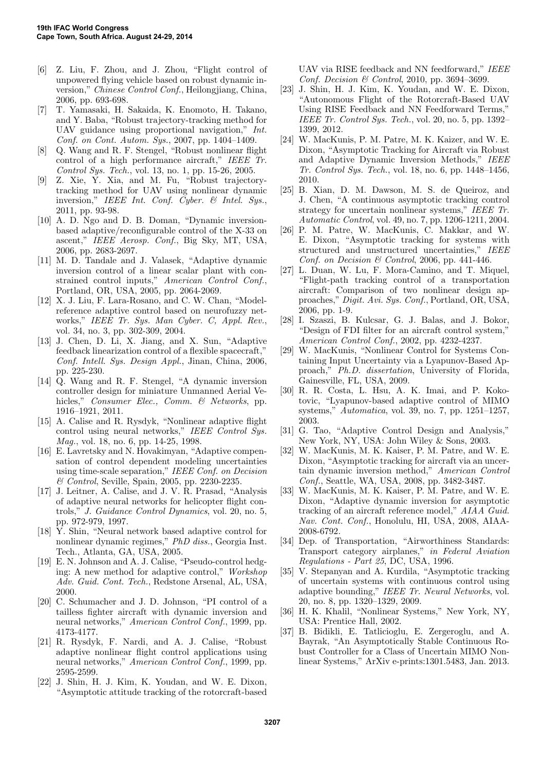[6] Z. Liu, F. Zhou, and J. Zhou, "Flight control of unpowered flying vehicle based on robust dynamic inversion," *Chinese Control Conf.*, Heilongjiang, China, 2006, pp. 693-698.

[7] T. Yamasaki, H. Sakaida, K. Enomoto, H. Takano, and Y. Baba, "Robust trajectory-tracking method for UAV guidance using proportional navigation," *Int. Conf. on Cont. Autom. Sys.*, 2007, pp. 1404–1409.

[8] Q. Wang and R. F. Stengel, "Robust nonlinear flight control of a high performance aircraft," *IEEE Tr. Control Sys. Tech.*, vol. 13, no. 1, pp. 15-26, 2005.

[9] Z. Xie, Y. Xia, and M. Fu, "Robust trajectory-tracking method for UAV using nonlinear dynamic inversion," *IEEE Int. Conf. Cyber. & Intel. Sys.*, 2011, pp. 93-98.

[10] A. D. Ngo and D. B. Doman, "Dynamic inversion-based adaptive/reconfigurable control of the X-33 on ascent," *IEEE Aerosp. Conf.*, Big Sky, MT, USA, 2006, pp. 2683-2697.

[11] M. D. Tandale and J. Valasek, "Adaptive dynamic inversion control of a linear scalar plant with constrained control inputs," *American Control Conf.*, Portland, OR, USA, 2005, pp. 2064-2069.

[12] X. J. Liu, F. Lara-Rosano, and C. W. Chan, "Model-reference adaptive control based on neurofuzzy networks," *IEEE Tr. Sys. Man Cyber. C, Appl. Rev.*, vol. 34, no. 3, pp. 302-309, 2004.

[13] J. Chen, D. Li, X. Jiang, and X. Sun, "Adaptive feedback linearization control of a flexible spacecraft," *Conf. Intell. Sys. Design Appl.*, Jinan, China, 2006, pp. 225-230.

[14] Q. Wang and R. F. Stengel, "A dynamic inversion controller design for miniature Unmanned Aerial Vehicles," *Consumer Elec., Comm. & Networks*, pp. 1916–1921, 2011.

[15] A. Calise and R. Rysdyk, "Nonlinear adaptive flight control using neural networks," *IEEE Control Sys. Mag.*, vol. 18, no. 6, pp. 14-25, 1998.

[16] E. Lavretsky and N. Hovakimyan, "Adaptive compensation of control dependent modeling uncertainties using time-scale separation," *IEEE Conf. on Decision & Control*, Seville, Spain, 2005, pp. 2230-2235.

[17] J. Leitner, A. Calise, and J. V. R. Prasad, "Analysis of adaptive neural networks for helicopter flight controls," *J. Guidance Control Dynamics*, vol. 20, no. 5, pp. 972-979, 1997.

[18] Y. Shin, "Neural network based adaptive control for nonlinear dynamic regimes," *PhD diss.*, Georgia Inst. Tech., Atlanta, GA, USA, 2005.

[19] E. N. Johnson and A. J. Calise, "Pseudo-control hedging: A new method for adaptive control," *Workshop Adv. Guid. Cont. Tech.*, Redstone Arsenal, AL, USA, 2000.

[20] C. Schumacher and J. D. Johnson, "PI control of a tailless fighter aircraft with dynamic inversion and neural networks," *American Control Conf.*, 1999, pp. 4173-4177.

[21] R. Rysdyk, F. Nardi, and A. J. Calise, "Robust adaptive nonlinear flight control applications using neural networks," *American Control Conf.*, 1999, pp. 2595-2599.

[22] J. Shin, H. J. Kim, K. Youdan, and W. E. Dixon, "Asymptotic attitude tracking of the rotorcraft-based UAV via RISE feedback and NN feedforward," *IEEE Conf. Decision & Control*, 2010, pp. 3694–3699.

[23] J. Shin, H. J. Kim, K. Youdan, and W. E. Dixon, "Autonomous Flight of the Rotorcraft-Based UAV Using RISE Feedback and NN Feedforward Terms," *IEEE Tr. Control Sys. Tech.*, vol. 20, no. 5, pp. 1392–1399, 2012.

[24] W. MacKunis, P. M. Patre, M. K. Kaizer, and W. E. Dixon, "Asymptotic Tracking for Aircraft via Robust and Adaptive Dynamic Inversion Methods," *IEEE Tr. Control Sys. Tech.*, vol. 18, no. 6, pp. 1448–1456, 2010.

[25] B. Xian, D. M. Dawson, M. S. de Queiroz, and J. Chen, "A continuous asymptotic tracking control strategy for uncertain nonlinear systems," *IEEE Tr. Automatic Control*, vol. 49, no. 7, pp. 1206-1211, 2004.

[26] P. M. Patre, W. MacKunis, C. Makkar, and W. E. Dixon, "Asymptotic tracking for systems with structured and unstructured uncertainties," *IEEE Conf. on Decision & Control*, 2006, pp. 441-446.

[27] L. Duan, W. Lu, F. Mora-Camino, and T. Miquel, "Flight-path tracking control of a transportation aircraft: Comparison of two nonlinear design approaches," *Digit. Avi. Sys. Conf.*, Portland, OR, USA, 2006, pp. 1-9.

[28] I. Szaszi, B. Kulcsar, G. J. Balas, and J. Bokor, "Design of FDI filter for an aircraft control system," *American Control Conf.*, 2002, pp. 4232-4237.

[29] W. MacKunis, "Nonlinear Control for Systems Containing Input Uncertainty via a Lyapunov-Based Approach," *Ph.D. dissertation*, University of Florida, Gainesville, FL, USA, 2009.

[30] R. R. Costa, L. Hsu, A. K. Imai, and P. Kokotovic, "Lyapunov-based adaptive control of MIMO systems," *Automatica*, vol. 39, no. 7, pp. 1251–1257, 2003.

[31] G. Tao, "Adaptive Control Design and Analysis," New York, NY, USA: John Wiley & Sons, 2003.

[32] W. MacKunis, M. K. Kaiser, P. M. Patre, and W. E. Dixon, "Asymptotic tracking for aircraft via an uncertain dynamic inversion method," *American Control Conf.*, Seattle, WA, USA, 2008, pp. 3482-3487.

[33] W. MacKunis, M. K. Kaiser, P. M. Patre, and W. E. Dixon, "Adaptive dynamic inversion for asymptotic tracking of an aircraft reference model," *AIAA Guid. Nav. Cont. Conf.*, Honolulu, HI, USA, 2008, AIAA-2008-6792.

[34] Dep. of Transportation, "Airworthiness Standards: Transport category airplanes," *in Federal Aviation Regulations - Part 25*, DC, USA, 1996.

[35] V. Stepanyan and A. Kurdila, "Asymptotic tracking of uncertain systems with continuous control using adaptive bounding," *IEEE Tr. Neural Networks*, vol. 20, no. 8, pp. 1320–1329, 2009.

[36] H. K. Khalil, "Nonlinear Systems," New York, NY, USA: Prentice Hall, 2002.

[37] B. Bidikli, E. Tatlicioglu, E. Zergeroglu, and A. Bayrak, "An Asymptotically Stable Continuous Robust Controller for a Class of Uncertain MIMO Nonlinear Systems," ArXiv e-prints:1301.5483, Jan. 2013.